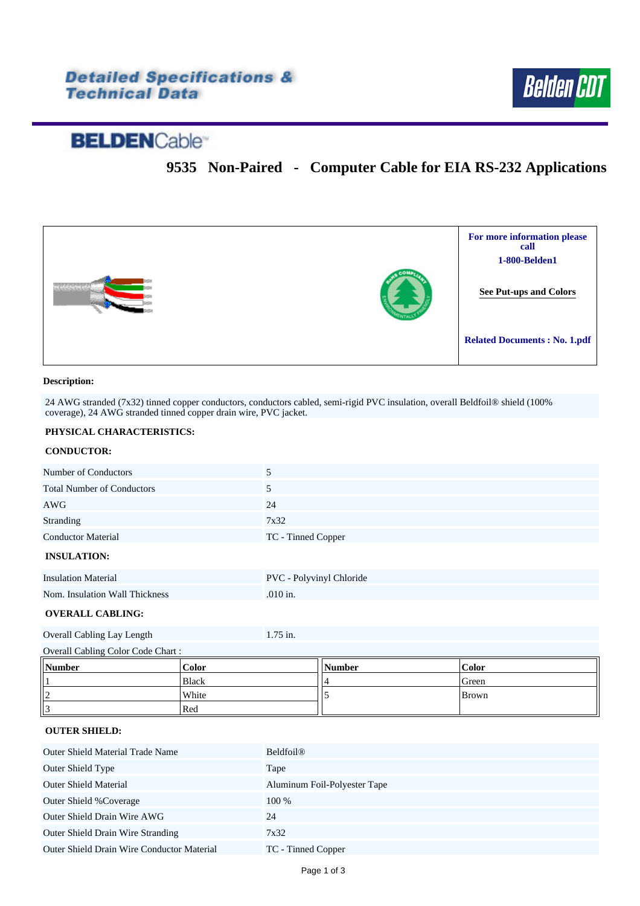Detailed Specifications & Technical Data

Belden CDT

BELDENCable

# 9535 Non-Paired - Computer Cable for EIA RS-232 Applications

For more information please call

1-800-Belden1

See Put-ups and Colors

Related Documents : No. 1.pdf

**Description:**

24 AWG stranded (7x32) tinned copper conductors, conductors cabled, semi-rigid PVC insulation, overall Beldfoil® shield (100% coverage), 24 AWG stranded tinned copper drain wire, PVC jacket.

## PHYSICAL CHARACTERISTICS:

### CONDUCTOR:

| | |
|---|---|
| Number of Conductors | 5 |
| Total Number of Conductors | 5 |
| AWG | 24 |
| Stranding | 7x32 |
| Conductor Material | TC - Tinned Copper |

### INSULATION:

| | |
|---|---|
| Insulation Material | PVC - Polyvinyl Chloride |
| Nom. Insulation Wall Thickness | .010 in. |

### OVERALL CABLING:

| | |
|---|---|
| Overall Cabling Lay Length | 1.75 in. |

Overall Cabling Color Code Chart :

| Number | Color | Number | Color |
|---|---|---|---|
| 1 | Black | 4 | Green |
| 2 | White | 5 | Brown |
| 3 | Red | | |

### OUTER SHIELD:

| | |
|---|---|
| Outer Shield Material Trade Name | Beldfoil® |
| Outer Shield Type | Tape |
| Outer Shield Material | Aluminum Foil-Polyester Tape |
| Outer Shield %Coverage | 100 % |
| Outer Shield Drain Wire AWG | 24 |
| Outer Shield Drain Wire Stranding | 7x32 |
| Outer Shield Drain Wire Conductor Material | TC - Tinned Copper |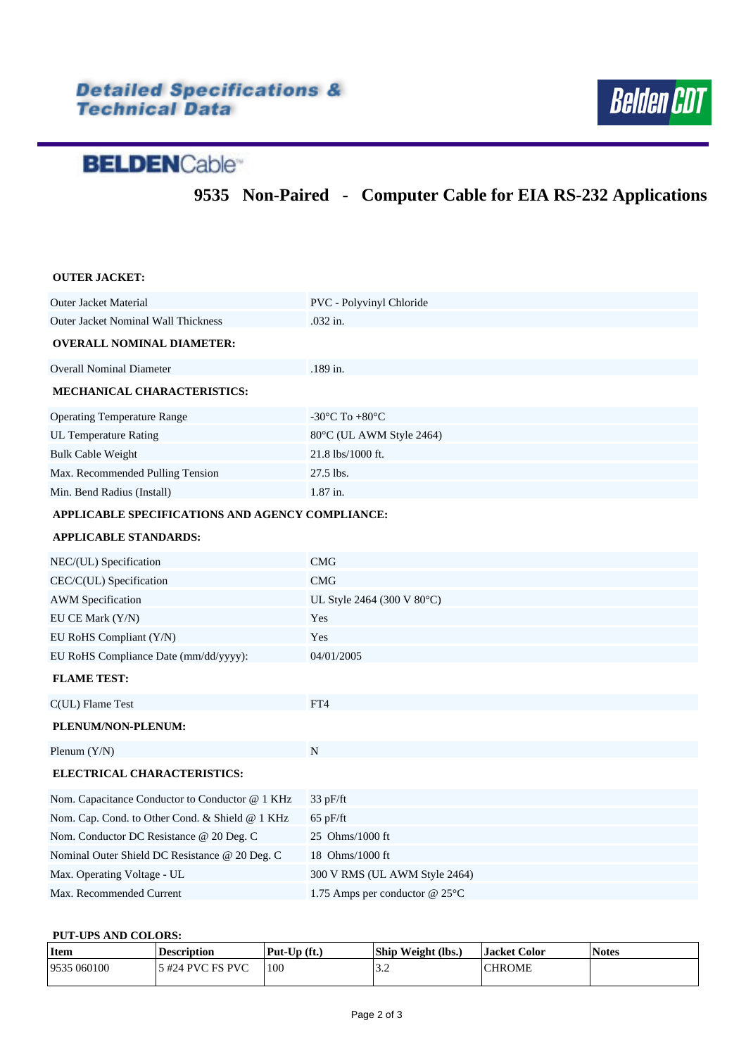Detailed Specifications & Technical Data

BELDENCable

# 9535 Non-Paired - Computer Cable for EIA RS-232 Applications

**OUTER JACKET:**

| | |
|---|---|
| Outer Jacket Material | PVC - Polyvinyl Chloride |
| Outer Jacket Nominal Wall Thickness | .032 in. |

**OVERALL NOMINAL DIAMETER:**

| | |
|---|---|
| Overall Nominal Diameter | .189 in. |

**MECHANICAL CHARACTERISTICS:**

| | |
|---|---|
| Operating Temperature Range | -30°C To +80°C |
| UL Temperature Rating | 80°C (UL AWM Style 2464) |
| Bulk Cable Weight | 21.8 lbs/1000 ft. |
| Max. Recommended Pulling Tension | 27.5 lbs. |
| Min. Bend Radius (Install) | 1.87 in. |

**APPLICABLE SPECIFICATIONS AND AGENCY COMPLIANCE:**

**APPLICABLE STANDARDS:**

| | |
|---|---|
| NEC/(UL) Specification | CMG |
| CEC/C(UL) Specification | CMG |
| AWM Specification | UL Style 2464 (300 V 80°C) |
| EU CE Mark (Y/N) | Yes |
| EU RoHS Compliant (Y/N) | Yes |
| EU RoHS Compliance Date (mm/dd/yyyy): | 04/01/2005 |

**FLAME TEST:**

| | |
|---|---|
| C(UL) Flame Test | FT4 |

**PLENUM/NON-PLENUM:**

| | |
|---|---|
| Plenum (Y/N) | N |

**ELECTRICAL CHARACTERISTICS:**

| | |
|---|---|
| Nom. Capacitance Conductor to Conductor @ 1 KHz | 33 pF/ft |
| Nom. Cap. Cond. to Other Cond. & Shield @ 1 KHz | 65 pF/ft |
| Nom. Conductor DC Resistance @ 20 Deg. C | 25 Ohms/1000 ft |
| Nominal Outer Shield DC Resistance @ 20 Deg. C | 18 Ohms/1000 ft |
| Max. Operating Voltage - UL | 300 V RMS (UL AWM Style 2464) |
| Max. Recommended Current | 1.75 Amps per conductor @ 25°C |

**PUT-UPS AND COLORS:**

| Item | Description | Put-Up (ft.) | Ship Weight (lbs.) | Jacket Color | Notes |
|---|---|---|---|---|---|
| 9535 060100 | 5 #24 PVC FS PVC | 100 | 3.2 | CHROME | |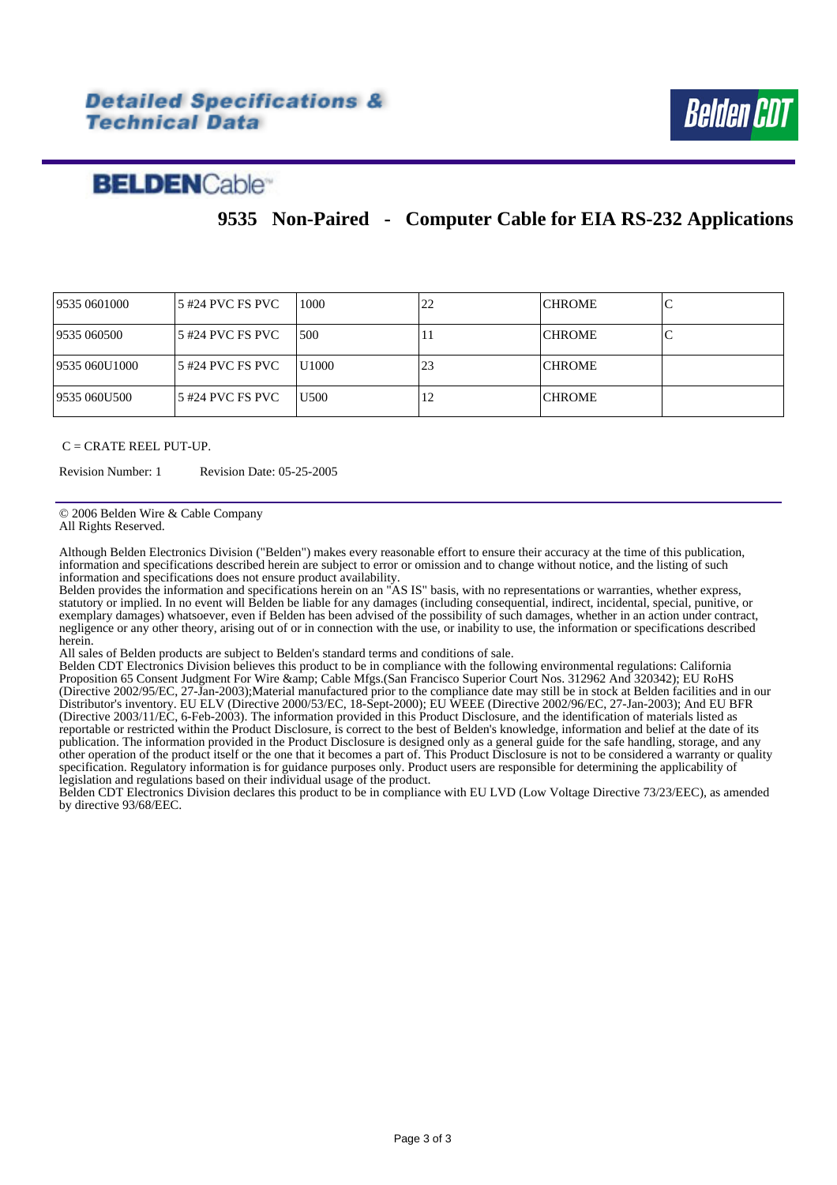**Detailed Specifications & Technical Data**

**BELDEN**Cable

## 9535 Non-Paired - Computer Cable for EIA RS-232 Applications

| | | | | | |
|---|---|---|---|---|---|
| 9535 0601000 | 5 #24 PVC FS PVC | 1000 | 22 | CHROME | C |
| 9535 060500 | 5 #24 PVC FS PVC | 500 | 11 | CHROME | C |
| 9535 060U1000 | 5 #24 PVC FS PVC | U1000 | 23 | CHROME | |
| 9535 060U500 | 5 #24 PVC FS PVC | U500 | 12 | CHROME | |

C = CRATE REEL PUT-UP.

Revision Number: 1 Revision Date: 05-25-2005

© 2006 Belden Wire & Cable Company
All Rights Reserved.

Although Belden Electronics Division ("Belden") makes every reasonable effort to ensure their accuracy at the time of this publication, information and specifications described herein are subject to error or omission and to change without notice, and the listing of such information and specifications does not ensure product availability.
Belden provides the information and specifications herein on an "AS IS" basis, with no representations or warranties, whether express, statutory or implied. In no event will Belden be liable for any damages (including consequential, indirect, incidental, special, punitive, or exemplary damages) whatsoever, even if Belden has been advised of the possibility of such damages, whether in an action under contract, negligence or any other theory, arising out of or in connection with the use, or inability to use, the information or specifications described herein.
All sales of Belden products are subject to Belden's standard terms and conditions of sale.
Belden CDT Electronics Division believes this product to be in compliance with the following environmental regulations: California Proposition 65 Consent Judgment For Wire &amp; Cable Mfgs.(San Francisco Superior Court Nos. 312962 And 320342); EU RoHS (Directive 2002/95/EC, 27-Jan-2003);Material manufactured prior to the compliance date may still be in stock at Belden facilities and in our Distributor's inventory. EU ELV (Directive 2000/53/EC, 18-Sept-2000); EU WEEE (Directive 2002/96/EC, 27-Jan-2003); And EU BFR (Directive 2003/11/EC, 6-Feb-2003). The information provided in this Product Disclosure, and the identification of materials listed as reportable or restricted within the Product Disclosure, is correct to the best of Belden's knowledge, information and belief at the date of its publication. The information provided in the Product Disclosure is designed only as a general guide for the safe handling, storage, and any other operation of the product itself or the one that it becomes a part of. This Product Disclosure is not to be considered a warranty or quality specification. Regulatory information is for guidance purposes only. Product users are responsible for determining the applicability of legislation and regulations based on their individual usage of the product.
Belden CDT Electronics Division declares this product to be in compliance with EU LVD (Low Voltage Directive 73/23/EEC), as amended by directive 93/68/EEC.